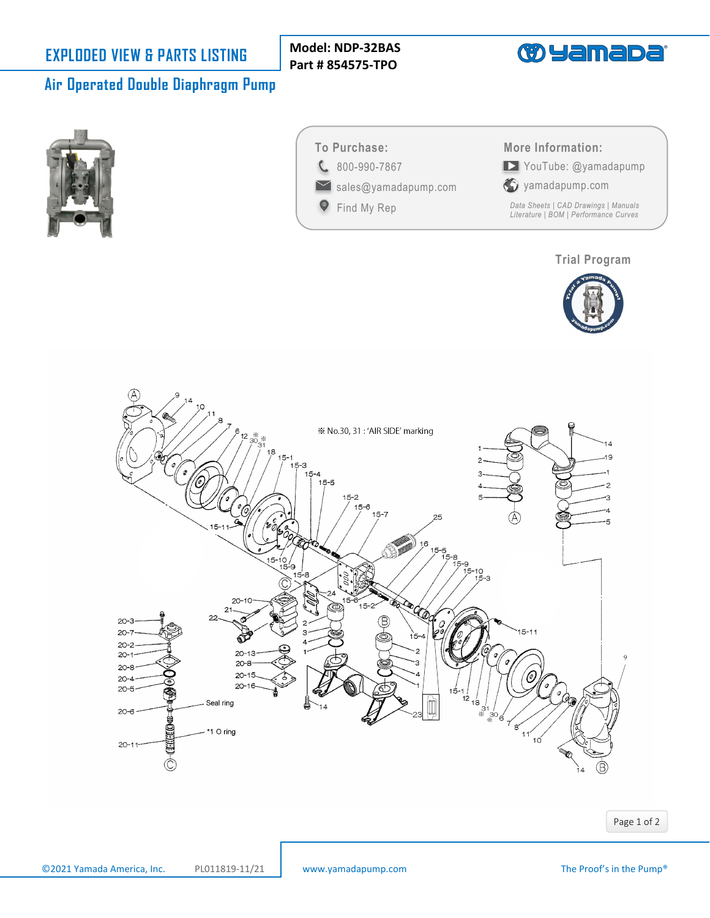# EXPLODED VIEW & PARTS LISTING

## Air Operated Double Diaphragm Pump

**Model: NDP-32BAS**
**Part # 854575-TPO**

**To Purchase:**

- 800-990-7867
- sales@yamadapump.com
- Find My Rep

**More Information:**

- YouTube: @yamadapump
- yamadapump.com

*Data Sheets | CAD Drawings | Manuals Literature | BOM | Performance Curves*

**Trial Program**

※ No.30, 31 : 'AIR SIDE' marking

©2021 Yamada America, Inc. PL011819-11/21 www.yamadapump.com The Proof's in the Pump®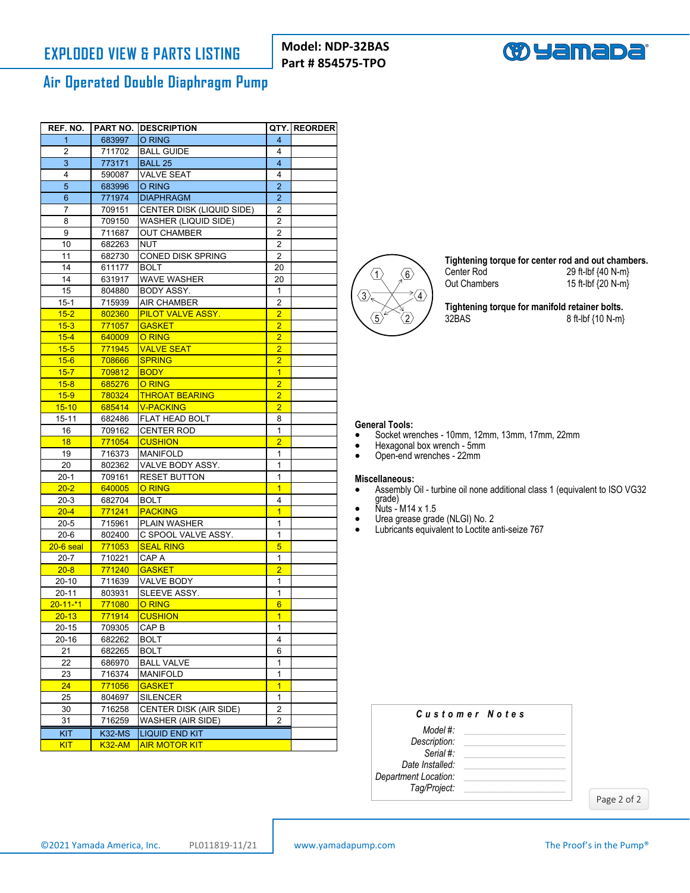# EXPLODED VIEW & PARTS LISTING

## Air Operated Double Diaphragm Pump

**Model: NDP-32BAS**
**Part # 854575-TPO**

| REF. NO. | PART NO. | DESCRIPTION | QTY. | REORDER |
|---|---|---|---|---|
| 1 | 683997 | O RING | 4 | |
| 2 | 711702 | BALL GUIDE | 4 | |
| 3 | 773171 | BALL 25 | 4 | |
| 4 | 590087 | VALVE SEAT | 4 | |
| 5 | 683996 | O RING | 2 | |
| 6 | 771974 | DIAPHRAGM | 2 | |
| 7 | 709151 | CENTER DISK (LIQUID SIDE) | 2 | |
| 8 | 709150 | WASHER (LIQUID SIDE) | 2 | |
| 9 | 711687 | OUT CHAMBER | 2 | |
| 10 | 682263 | NUT | 2 | |
| 11 | 682730 | CONED DISK SPRING | 2 | |
| 14 | 611177 | BOLT | 20 | |
| 14 | 631917 | WAVE WASHER | 20 | |
| 15 | 804880 | BODY ASSY. | 1 | |
| 15-1 | 715939 | AIR CHAMBER | 2 | |
| 15-2 | 802360 | PILOT VALVE ASSY. | 2 | |
| 15-3 | 771057 | GASKET | 2 | |
| 15-4 | 640009 | O RING | 2 | |
| 15-5 | 771945 | VALVE SEAT | 2 | |
| 15-6 | 708666 | SPRING | 2 | |
| 15-7 | 709812 | BODY | 1 | |
| 15-8 | 685276 | O RING | 2 | |
| 15-9 | 780324 | THROAT BEARING | 2 | |
| 15-10 | 685414 | V-PACKING | 2 | |
| 15-11 | 682486 | FLAT HEAD BOLT | 8 | |
| 16 | 709162 | CENTER ROD | 1 | |
| 18 | 771054 | CUSHION | 2 | |
| 19 | 716373 | MANIFOLD | 1 | |
| 20 | 802362 | VALVE BODY ASSY. | 1 | |
| 20-1 | 709161 | RESET BUTTON | 1 | |
| 20-2 | 640005 | O RING | 1 | |
| 20-3 | 682704 | BOLT | 4 | |
| 20-4 | 771241 | PACKING | 1 | |
| 20-5 | 715961 | PLAIN WASHER | 1 | |
| 20-6 | 802400 | C SPOOL VALVE ASSY. | 1 | |
| 20-6 seal | 771053 | SEAL RING | 5 | |
| 20-7 | 710221 | CAP A | 1 | |
| 20-8 | 771240 | GASKET | 2 | |
| 20-10 | 711639 | VALVE BODY | 1 | |
| 20-11 | 803931 | SLEEVE ASSY. | 1 | |
| 20-11-*1 | 771080 | O RING | 6 | |
| 20-13 | 771914 | CUSHION | 1 | |
| 20-15 | 709305 | CAP B | 1 | |
| 20-16 | 682262 | BOLT | 4 | |
| 21 | 682265 | BOLT | 6 | |
| 22 | 686970 | BALL VALVE | 1 | |
| 23 | 716374 | MANIFOLD | 1 | |
| 24 | 771056 | GASKET | 1 | |
| 25 | 804697 | SILENCER | 1 | |
| 30 | 716258 | CENTER DISK (AIR SIDE) | 2 | |
| 31 | 716259 | WASHER (AIR SIDE) | 2 | |
| KIT | K32-MS | LIQUID END KIT | | |
| KIT | K32-AM | AIR MOTOR KIT | | |

1 6 3 4 5 2

**Tightening torque for center rod and out chambers.**

Center Rod — 29 ft-lbf {40 N-m}
Out Chambers — 15 ft-lbf {20 N-m}

**Tightening torque for manifold retainer bolts.**

32BAS — 8 ft-lbf {10 N-m}

**General Tools:**

- Socket wrenches - 10mm, 12mm, 13mm, 17mm, 22mm
- Hexagonal box wrench - 5mm
- Open-end wrenches - 22mm

**Miscellaneous:**

- Assembly Oil - turbine oil none additional class 1 (equivalent to ISO VG32 grade)
- Nuts - M14 x 1.5
- Urea grease grade (NLGI) No. 2
- Lubricants equivalent to Loctite anti-seize 767

**Customer Notes**

*Model #:* ________________
*Description:* ________________
*Serial #:* ________________
*Date Installed:* ________________
*Department Location:* ________________
*Tag/Project:* ________________

©2021 Yamada America, Inc. PL011819-11/21 www.yamadapump.com The Proof's in the Pump®